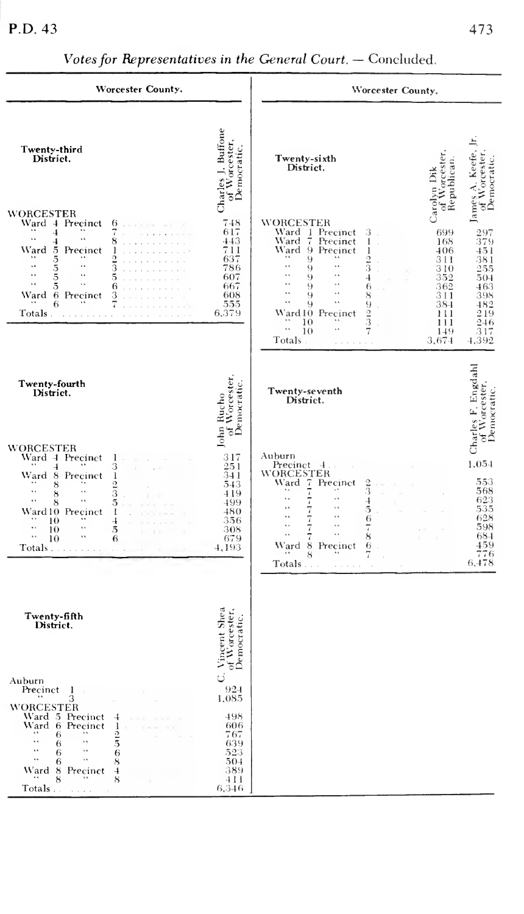## Votes for Representatives in the General Court. — Concluded.

### Worcester County.

**Twenty-third District.**

| | Charles J. Buffone of Worcester, Democratic. |
|---|---|
| WORCESTER | |
| Ward 4 Precinct 6 | 748 |
| " 4 " 7 | 617 |
| " 4 " 8 | 443 |
| Ward 5 Precinct 1 | 711 |
| " 5 " 2 | 637 |
| " 5 " 3 | 786 |
| " 5 " 5 | 607 |
| " 5 " 6 | 667 |
| Ward 6 Precinct 3 | 608 |
| " 6 " 7 | 555 |
| Totals | 6,379 |

**Twenty-fourth District.**

| | John Rucho of Worcester, Democratic. |
|---|---|
| WORCESTER | |
| Ward 4 Precinct 1 | 317 |
| " 4 " 3 | 251 |
| Ward 8 Precinct 1 | 341 |
| " 8 " 2 | 543 |
| " 8 " 3 | 419 |
| " 8 " 5 | 499 |
| Ward 10 Precinct 1 | 480 |
| " 10 " 4 | 356 |
| " 10 " 5 | 308 |
| " 10 " 6 | 679 |
| Totals | 4,193 |

**Twenty-fifth District.**

| | C. Vincent Shea of Worcester, Democratic. |
|---|---|
| Auburn | |
| Precinct 1 | 924 |
| " 3 | 1,085 |
| WORCESTER | |
| Ward 5 Precinct 4 | 498 |
| Ward 6 Precinct 1 | 606 |
| " 6 " 2 | 767 |
| " 6 " 5 | 639 |
| " 6 " 6 | 523 |
| " 6 " 8 | 504 |
| Ward 8 Precinct 4 | 389 |
| " 8 " 8 | 411 |
| Totals | 6,346 |

### Worcester County.

**Twenty-sixth District.**

| | Carolyn Dik of Worcester, Republican. | James A. Keefe, Jr. of Worcester, Democratic. |
|---|---|---|
| WORCESTER | | |
| Ward 1 Precinct 3 | 699 | 297 |
| Ward 7 Precinct 1 | 168 | 379 |
| Ward 9 Precinct 1 | 406 | 451 |
| " 9 " 2 | 311 | 381 |
| " 9 " 3 | 310 | 255 |
| " 9 " 4 | 352 | 504 |
| " 9 " 6 | 362 | 463 |
| " 9 " 8 | 311 | 398 |
| " 9 " 9 | 384 | 482 |
| Ward 10 Precinct 2 | 111 | 219 |
| " 10 " 3 | 111 | 246 |
| " 10 " 7 | 149 | 317 |
| Totals | 3,674 | 4,392 |

**Twenty-seventh District.**

| | Charles F. Engdahl of Worcester, Democratic. |
|---|---|
| Auburn | |
| Precinct 4 | 1,054 |
| WORCESTER | |
| Ward 7 Precinct 2 | 553 |
| " 7 " 3 | 568 |
| " 7 " 4 | 623 |
| " 7 " 5 | 535 |
| " 7 " 6 | 628 |
| " 7 " 7 | 598 |
| " 7 " 8 | 684 |
| Ward 8 Precinct 6 | 459 |
| " 8 " 7 | 776 |
| Totals | 6,478 |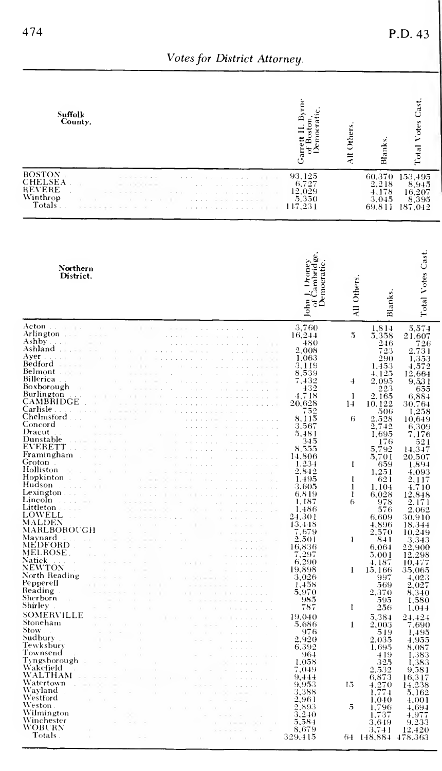## Votes for District Attorney.

| Suffolk County. | Garrett H. Byrne of Boston, Democratic. | All Others. | Blanks. | Total Votes Cast. |
|---|---|---|---|---|
| BOSTON | 93,125 | | 60,370 | 153,495 |
| CHELSEA | 6,727 | | 2,218 | 8,945 |
| REVERE | 12,029 | | 4,178 | 16,207 |
| Winthrop | 5,350 | | 3,045 | 8,395 |
| Totals | 117,231 | | 69,811 | 187,042 |

| Northern District. | John J. Droney of Cambridge, Democratic. | All Others. | Blanks. | Total Votes Cast. |
|---|---|---|---|---|
| Acton | 3,760 | | 1,814 | 5,574 |
| Arlington | 16,244 | 5 | 5,358 | 21,607 |
| Ashby | 480 | | 246 | 726 |
| Ashland | 2,008 | | 723 | 2,731 |
| Ayer | 1,063 | | 290 | 1,353 |
| Bedford | 3,119 | | 1,453 | 4,572 |
| Belmont | 8,539 | | 4,125 | 12,664 |
| Billerica | 7,432 | 4 | 2,095 | 9,531 |
| Boxborough | 432 | | 223 | 655 |
| Burlington | 4,718 | 1 | 2,165 | 6,884 |
| CAMBRIDGE | 20,628 | 14 | 10,122 | 30,764 |
| Carlisle | 752 | | 506 | 1,258 |
| Chelmsford | 8,115 | 6 | 2,528 | 10,649 |
| Concord | 3,567 | | 2,742 | 6,309 |
| Dracut | 5,481 | | 1,695 | 7,176 |
| Dunstable | 345 | | 176 | 521 |
| EVERETT | 8,555 | | 5,792 | 14,347 |
| Framingham | 14,806 | | 5,701 | 20,507 |
| Groton | 1,234 | 1 | 659 | 1,894 |
| Holliston | 2,842 | | 1,251 | 4,093 |
| Hopkinton | 1,495 | 1 | 621 | 2,117 |
| Hudson | 3,605 | 1 | 1,104 | 4,710 |
| Lexington | 6,819 | 1 | 6,028 | 12,848 |
| Lincoln | 1,187 | 6 | 978 | 2,171 |
| Littleton | 1,486 | | 576 | 2,062 |
| LOWELL | 24,301 | | 6,609 | 30,910 |
| MALDEN | 13,448 | | 4,896 | 18,344 |
| MARLBOROUGH | 7,679 | | 2,570 | 10,249 |
| Maynard | 2,501 | 1 | 841 | 3,343 |
| MEDFORD | 16,836 | | 6,064 | 22,900 |
| MELROSE | 7,297 | | 5,001 | 12,298 |
| Natick | 6,290 | | 4,187 | 10,477 |
| NEWTON | 19,898 | 1 | 15,166 | 35,065 |
| North Reading | 3,026 | | 997 | 4,023 |
| Pepperell | 1,458 | | 569 | 2,027 |
| Reading | 5,970 | | 2,370 | 8,340 |
| Sherborn | 985 | | 595 | 1,580 |
| Shirley | 787 | 1 | 256 | 1,044 |
| SOMERVILLE | 19,040 | | 5,384 | 24,424 |
| Stoneham | 5,686 | 1 | 2,003 | 7,690 |
| Stow | 976 | | 519 | 1,495 |
| Sudbury | 2,920 | | 2,035 | 4,955 |
| Tewksbury | 6,392 | | 1,695 | 8,087 |
| Townsend | 964 | | 419 | 1,383 |
| Tyngsborough | 1,058 | | 325 | 1,383 |
| Wakefield | 7,049 | | 2,532 | 9,581 |
| WALTHAM | 9,444 | | 6,873 | 16,317 |
| Watertown | 9,953 | 15 | 4,270 | 14,238 |
| Wayland | 3,388 | | 1,774 | 5,162 |
| Westford | 2,961 | | 1,040 | 4,001 |
| Weston | 2,893 | 5 | 1,796 | 4,694 |
| Wilmington | 3,240 | | 1,737 | 4,977 |
| Winchester | 5,584 | | 3,649 | 9,233 |
| WOBURN | 8,679 | | 3,741 | 12,420 |
| Totals | 329,415 | 64 | 148,884 | 478,363 |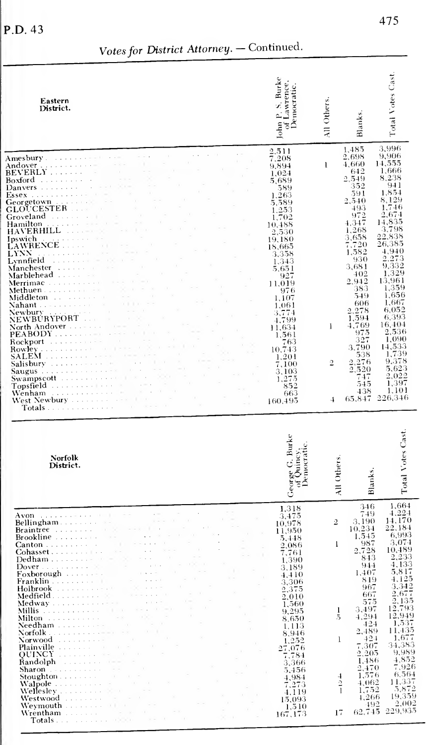## Votes for District Attorney. — Continued.

| Eastern District. | John P. S. Burke of Lawrence, Democratic. | All Others. | Blanks. | Total Votes Cast. |
|---|---|---|---|---|
| Amesbury | 2,511 | | 1,485 | 3,996 |
| Andover | 7,208 | | 2,698 | 9,906 |
| BEVERLY | 9,894 | 1 | 4,660 | 14,555 |
| Boxford | 1,024 | | 642 | 1,666 |
| Danvers | 5,689 | | 2,549 | 8,238 |
| Essex | 589 | | 352 | 941 |
| Georgetown | 1,263 | | 591 | 1,854 |
| GLOUCESTER | 5,589 | | 2,540 | 8,129 |
| Groveland | 1,253 | | 493 | 1,746 |
| Hamilton | 1,702 | | 972 | 2,674 |
| HAVERHILL | 10,488 | | 4,347 | 14,835 |
| Ipswich | 2,530 | | 1,268 | 3,798 |
| LAWRENCE | 19,180 | | 3,658 | 22,838 |
| LYNN | 18,665 | | 7,720 | 26,385 |
| Lynnfield | 3,358 | | 1,582 | 4,940 |
| Manchester | 1,343 | | 930 | 2,273 |
| Marblehead | 5,651 | | 3,681 | 9,332 |
| Merrimac | 927 | | 402 | 1,329 |
| Methuen | 11,019 | | 2,942 | 13,961 |
| Middleton | 976 | | 383 | 1,359 |
| Nahant | 1,107 | | 549 | 1,656 |
| Newbury | 1,061 | | 606 | 1,667 |
| NEWBURYPORT | 3,774 | | 2,278 | 6,052 |
| North Andover | 4,799 | | 1,594 | 6,393 |
| PEABODY | 11,634 | 1 | 4,769 | 16,404 |
| Rockport | 1,561 | | 975 | 2,536 |
| Rowley | 763 | | 327 | 1,090 |
| SALEM | 10,743 | | 3,790 | 14,533 |
| Salisbury | 1,201 | | 538 | 1,739 |
| Saugus | 7,100 | 2 | 2,276 | 9,378 |
| Swampscott | 3,103 | | 2,520 | 5,623 |
| Topsfield | 1,275 | | 747 | 2,022 |
| Wenham | 852 | | 545 | 1,397 |
| West Newbury | 663 | | 438 | 1,101 |
| Totals | 160,495 | 4 | 65,847 | 226,346 |

| Norfolk District. | George G. Burke of Quincy, Democratic. | All Others. | Blanks. | Total Votes Cast. |
|---|---|---|---|---|
| Avon | 1,318 | | 346 | 1,664 |
| Bellingham | 3,475 | | 749 | 4,224 |
| Braintree | 10,978 | 2 | 3,190 | 14,170 |
| Brookline | 11,950 | | 10,234 | 22,184 |
| Canton | 5,448 | | 1,545 | 6,993 |
| Cohasset | 2,086 | 1 | 987 | 3,074 |
| Dedham | 7,761 | | 2,728 | 10,489 |
| Dover | 1,390 | | 843 | 2,233 |
| Foxborough | 3,189 | | 944 | 4,133 |
| Franklin | 4,410 | | 1,407 | 5,817 |
| Holbrook | 3,306 | | 819 | 4,125 |
| Medfield | 2,375 | | 967 | 3,342 |
| Medway | 2,010 | | 667 | 2,677 |
| Millis | 1,560 | | 575 | 2,135 |
| Milton | 9,295 | 1 | 3,497 | 12,793 |
| Needham | 8,650 | 5 | 4,294 | 12,949 |
| Norfolk | 1,113 | | 424 | 1,537 |
| Norwood | 8,946 | | 2,489 | 11,435 |
| Plainville | 1,252 | 1 | 424 | 1,677 |
| QUINCY | 27,076 | | 7,307 | 34,383 |
| Randolph | 7,784 | | 2,205 | 9,989 |
| Sharon | 3,366 | | 1,486 | 4,852 |
| Stoughton | 5,456 | | 2,470 | 7,926 |
| Walpole | 4,984 | 4 | 1,576 | 6,564 |
| Wellesley | 7,273 | 2 | 4,062 | 11,337 |
| Westwood | 4,119 | 1 | 1,752 | 5,872 |
| Weymouth | 15,093 | | 4,266 | 19,359 |
| Wrentham | 1,510 | | 492 | 2,002 |
| Totals | 167,173 | 17 | 62,745 | 229,935 |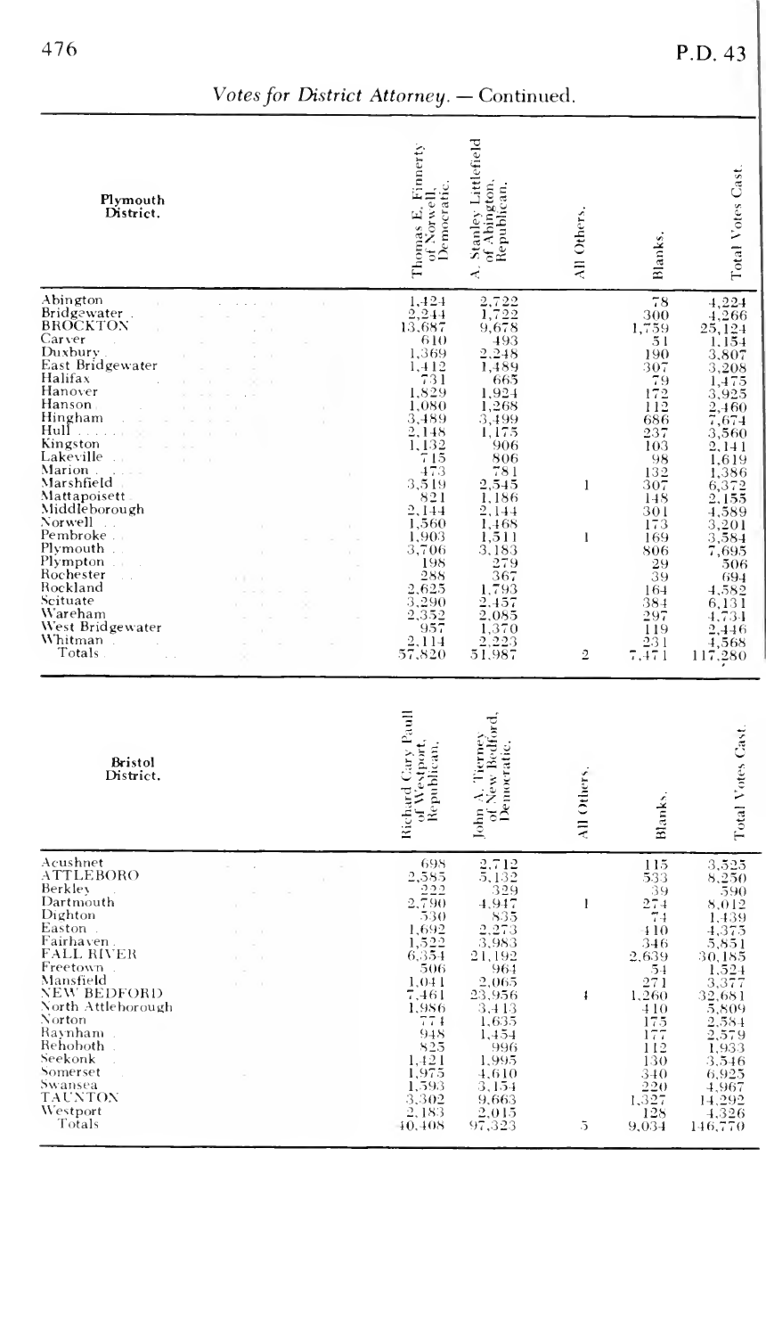*Votes for District Attorney. — Continued.*

| Plymouth District. | Thomas E. Finnerty of Norwell, Democratic. | A. Stanley Littlefield of Abington, Republican. | All Others. | Blanks. | Total Votes Cast. |
|---|---|---|---|---|---|
| Abington | 1,424 | 2,722 | | 78 | 4,224 |
| Bridgewater | 2,244 | 1,722 | | 300 | 4,266 |
| BROCKTON | 13,687 | 9,678 | | 1,759 | 25,124 |
| Carver | 610 | 493 | | 51 | 1,154 |
| Duxbury | 1,369 | 2,248 | | 190 | 3,807 |
| East Bridgewater | 1,412 | 1,489 | | 307 | 3,208 |
| Halifax | 731 | 665 | | 79 | 1,475 |
| Hanover | 1,829 | 1,924 | | 172 | 3,925 |
| Hanson | 1,080 | 1,268 | | 112 | 2,460 |
| Hingham | 3,489 | 3,499 | | 686 | 7,674 |
| Hull | 2,148 | 1,175 | | 237 | 3,560 |
| Kingston | 1,132 | 906 | | 103 | 2,141 |
| Lakeville | 715 | 806 | | 98 | 1,619 |
| Marion | 473 | 781 | | 132 | 1,386 |
| Marshfield | 3,519 | 2,545 | 1 | 307 | 6,372 |
| Mattapoisett | 821 | 1,186 | | 148 | 2,155 |
| Middleborough | 2,144 | 2,144 | | 301 | 4,589 |
| Norwell | 1,560 | 1,468 | | 173 | 3,201 |
| Pembroke | 1,903 | 1,511 | 1 | 169 | 3,584 |
| Plymouth | 3,706 | 3,183 | | 806 | 7,695 |
| Plympton | 198 | 279 | | 29 | 506 |
| Rochester | 288 | 367 | | 39 | 694 |
| Rockland | 2,625 | 1,793 | | 164 | 4,582 |
| Scituate | 3,290 | 2,457 | | 384 | 6,131 |
| Wareham | 2,352 | 2,085 | | 297 | 4,734 |
| West Bridgewater | 957 | 1,370 | | 119 | 2,446 |
| Whitman | 2,114 | 2,223 | | 231 | 4,568 |
| Totals | 57,820 | 51,987 | 2 | 7,471 | 117,280 |

| Bristol District. | Richard Cary Paull of Westport, Republican. | John A. Tierney of New Bedford, Democratic. | All Others. | Blanks. | Total Votes Cast. |
|---|---|---|---|---|---|
| Acushnet | 698 | 2,712 | | 115 | 3,525 |
| ATTLEBORO | 2,585 | 5,132 | | 533 | 8,250 |
| Berkley | 222 | 329 | | 39 | 590 |
| Dartmouth | 2,790 | 4,947 | 1 | 274 | 8,012 |
| Dighton | 530 | 835 | | 74 | 1,439 |
| Easton | 1,692 | 2,273 | | 410 | 4,375 |
| Fairhaven | 1,522 | 3,983 | | 346 | 5,851 |
| FALL RIVER | 6,354 | 21,192 | | 2,639 | 30,185 |
| Freetown | 506 | 964 | | 54 | 1,524 |
| Mansfield | 1,041 | 2,065 | | 271 | 3,377 |
| NEW BEDFORD | 7,461 | 23,956 | 4 | 1,260 | 32,681 |
| North Attleborough | 1,986 | 3,413 | | 410 | 5,809 |
| Norton | 774 | 1,635 | | 175 | 2,584 |
| Raynham | 948 | 1,454 | | 177 | 2,579 |
| Rehoboth | 825 | 996 | | 112 | 1,933 |
| Seekonk | 1,421 | 1,995 | | 130 | 3,546 |
| Somerset | 1,975 | 4,610 | | 340 | 6,925 |
| Swansea | 1,593 | 3,154 | | 220 | 4,967 |
| TAUNTON | 3,302 | 9,663 | | 1,327 | 14,292 |
| Westport | 2,183 | 2,015 | | 128 | 4,326 |
| Totals | 40,408 | 97,323 | 5 | 9,034 | 146,770 |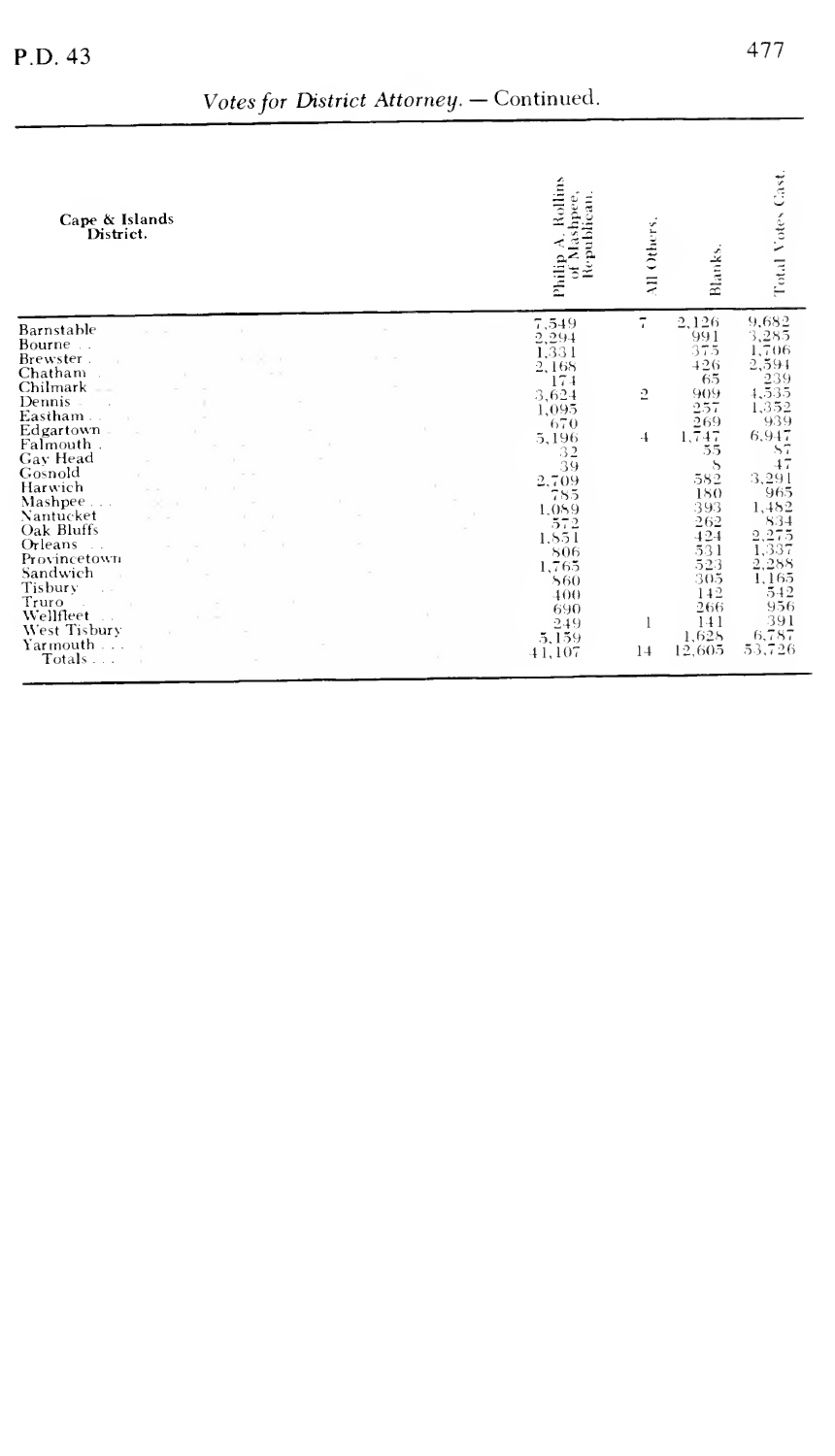*Votes for District Attorney.* — Continued.

| Cape & Islands District. | Philip A. Rollins of Mashpee, Republican. | All Others. | Blanks. | Total Votes Cast. |
|---|---|---|---|---|
| Barnstable | 7,549 | 7 | 2,126 | 9,682 |
| Bourne | 2,294 | | 991 | 3,285 |
| Brewster | 1,331 | | 375 | 1,706 |
| Chatham | 2,168 | | 426 | 2,594 |
| Chilmark | 174 | | 65 | 239 |
| Dennis | 3,624 | 2 | 909 | 4,535 |
| Eastham | 1,095 | | 257 | 1,352 |
| Edgartown | 670 | | 269 | 939 |
| Falmouth | 5,196 | 4 | 1,747 | 6,947 |
| Gay Head | 32 | | 55 | 87 |
| Gosnold | 39 | | 8 | 47 |
| Harwich | 2,709 | | 582 | 3,291 |
| Mashpee | 785 | | 180 | 965 |
| Nantucket | 1,089 | | 393 | 1,482 |
| Oak Bluffs | 572 | | 262 | 834 |
| Orleans | 1,851 | | 424 | 2,275 |
| Provincetown | 806 | | 531 | 1,337 |
| Sandwich | 1,765 | | 523 | 2,288 |
| Tisbury | 860 | | 305 | 1,165 |
| Truro | 400 | | 142 | 542 |
| Wellfleet | 690 | | 266 | 956 |
| West Tisbury | 249 | 1 | 141 | 391 |
| Yarmouth | 5,159 | | 1,628 | 6,787 |
| Totals | 41,107 | 14 | 12,605 | 53,726 |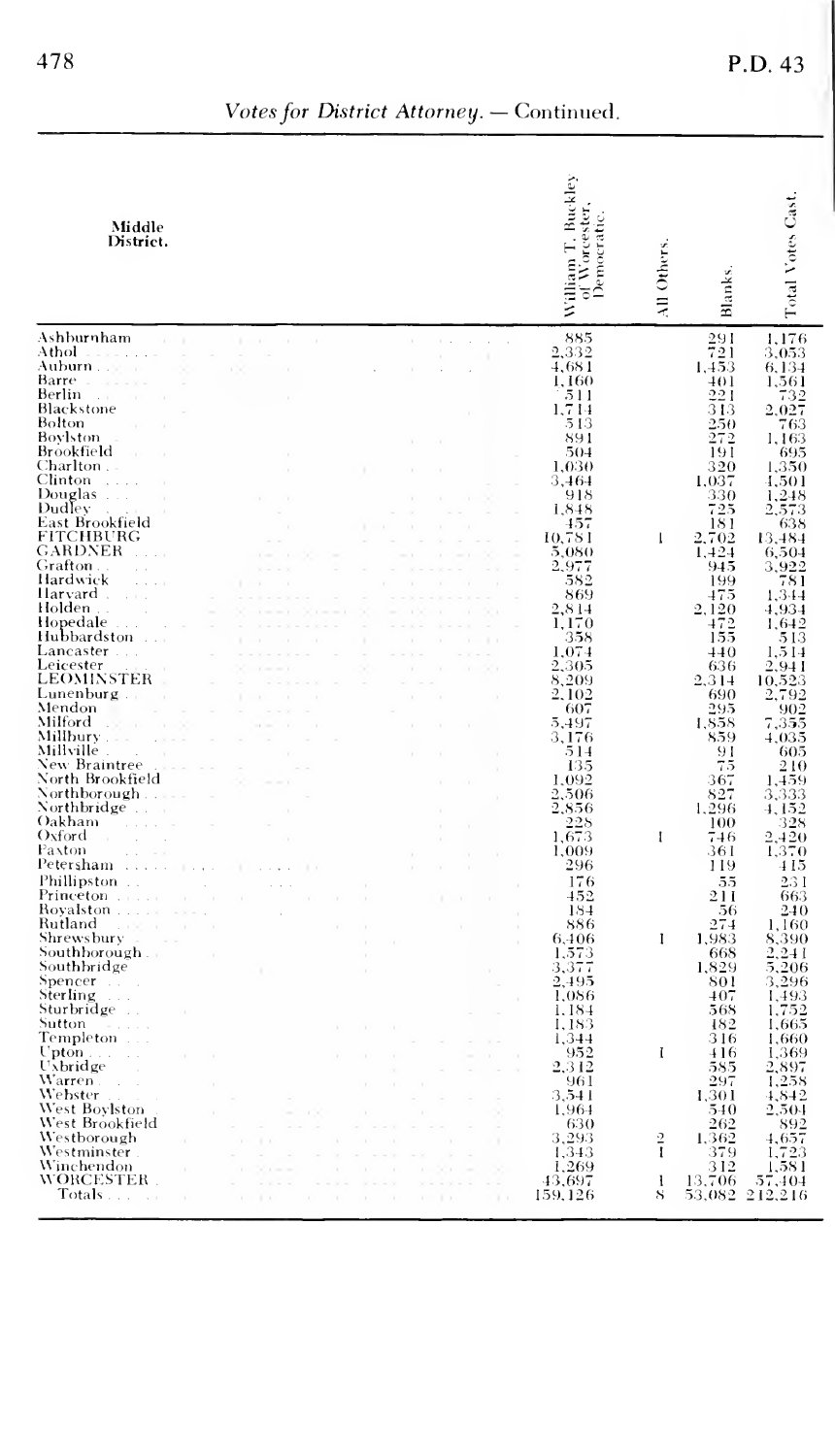*Votes for District Attorney. — Continued.*

| Middle District. | William T. Buckley of Worcester, Democratic. | All Others. | Blanks. | Total Votes Cast. |
|---|---|---|---|---|
| Ashburnham | 885 | | 291 | 1,176 |
| Athol | 2,332 | | 721 | 3,053 |
| Auburn | 4,681 | | 1,453 | 6,134 |
| Barre | 1,160 | | 401 | 1,561 |
| Berlin | 511 | | 221 | 732 |
| Blackstone | 1,714 | | 313 | 2,027 |
| Bolton | 513 | | 250 | 763 |
| Boylston | 891 | | 272 | 1,163 |
| Brookfield | 504 | | 191 | 695 |
| Charlton | 1,030 | | 320 | 1,350 |
| Clinton | 3,464 | | 1,037 | 4,501 |
| Douglas | 918 | | 330 | 1,248 |
| Dudley | 1,848 | | 725 | 2,573 |
| East Brookfield | 457 | | 181 | 638 |
| FITCHBURG | 10,781 | 1 | 2,702 | 13,484 |
| GARDNER | 5,080 | | 1,424 | 6,504 |
| Grafton | 2,977 | | 945 | 3,922 |
| Hardwick | 582 | | 199 | 781 |
| Harvard | 869 | | 475 | 1,344 |
| Holden | 2,814 | | 2,120 | 4,934 |
| Hopedale | 1,170 | | 472 | 1,642 |
| Hubbardston | 358 | | 155 | 513 |
| Lancaster | 1,074 | | 440 | 1,514 |
| Leicester | 2,305 | | 636 | 2,941 |
| LEOMINSTER | 8,209 | | 2,314 | 10,523 |
| Lunenburg | 2,102 | | 690 | 2,792 |
| Mendon | 607 | | 295 | 902 |
| Milford | 5,497 | | 1,858 | 7,355 |
| Millbury | 3,176 | | 859 | 4,035 |
| Millville | 514 | | 91 | 605 |
| New Braintree | 135 | | 75 | 210 |
| North Brookfield | 1,092 | | 367 | 1,459 |
| Northborough | 2,506 | | 827 | 3,333 |
| Northbridge | 2,856 | | 1,296 | 4,152 |
| Oakham | 228 | | 100 | 328 |
| Oxford | 1,673 | 1 | 746 | 2,420 |
| Paxton | 1,009 | | 361 | 1,370 |
| Petersham | 296 | | 119 | 415 |
| Phillipston | 176 | | 55 | 231 |
| Princeton | 452 | | 211 | 663 |
| Royalston | 184 | | 56 | 240 |
| Rutland | 886 | | 274 | 1,160 |
| Shrewsbury | 6,406 | 1 | 1,983 | 8,390 |
| Southborough | 1,573 | | 668 | 2,241 |
| Southbridge | 3,377 | | 1,829 | 5,206 |
| Spencer | 2,495 | | 801 | 3,296 |
| Sterling | 1,086 | | 407 | 1,493 |
| Sturbridge | 1,184 | | 568 | 1,752 |
| Sutton | 1,183 | | 482 | 1,665 |
| Templeton | 1,344 | | 316 | 1,660 |
| Upton | 952 | 1 | 416 | 1,369 |
| Uxbridge | 2,312 | | 585 | 2,897 |
| Warren | 961 | | 297 | 1,258 |
| Webster | 3,541 | | 1,301 | 4,842 |
| West Boylston | 1,964 | | 540 | 2,504 |
| West Brookfield | 630 | | 262 | 892 |
| Westborough | 3,293 | 2 | 1,362 | 4,657 |
| Westminster | 1,343 | 1 | 379 | 1,723 |
| Winchendon | 1,269 | | 312 | 1,581 |
| WORCESTER | 43,697 | 1 | 13,706 | 57,404 |
| Totals | 159,126 | 8 | 53,082 | 212,216 |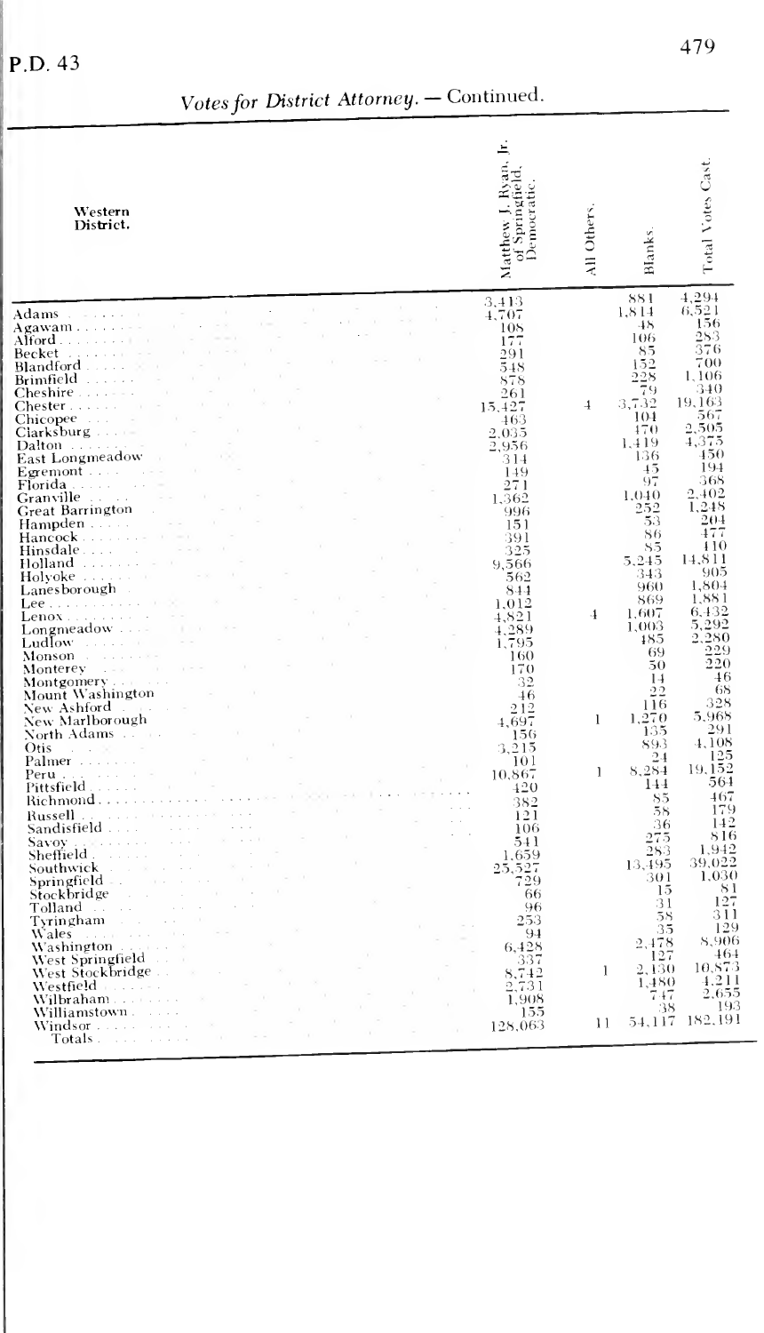## Votes for District Attorney. — Continued.

| Western District. | Matthew J. Ryan, Jr. of Springfield, Democratic. | All Others. | Blanks. | Total Votes Cast. |
|---|---|---|---|---|
| Adams | 3,413 | | 881 | 4,294 |
| Agawam | 4,707 | | 1,814 | 6,521 |
| Alford | 108 | | 48 | 156 |
| Becket | 177 | | 106 | 283 |
| Blandford | 291 | | 85 | 376 |
| Brimfield | 548 | | 152 | 700 |
| Cheshire | 878 | | 228 | 1,106 |
| Chester | 261 | | 79 | 340 |
| Chicopee | 15,427 | 4 | 3,732 | 19,163 |
| Clarksburg | 463 | | 104 | 567 |
| Dalton | 2,035 | | 470 | 2,505 |
| East Longmeadow | 2,956 | | 1,419 | 4,375 |
| Egremont | 314 | | 136 | 450 |
| Florida | 149 | | 45 | 194 |
| Granville | 271 | | 97 | 368 |
| Great Barrington | 1,362 | | 1,040 | 2,402 |
| Hampden | 996 | | 252 | 1,248 |
| Hancock | 151 | | 53 | 204 |
| Hinsdale | 391 | | 86 | 477 |
| Holland | 325 | | 85 | 410 |
| Holyoke | 9,566 | | 5,245 | 14,811 |
| Lanesborough | 562 | | 343 | 905 |
| Lee | 844 | | 960 | 1,804 |
| Lenox | 1,012 | | 869 | 1,881 |
| Longmeadow | 4,821 | 4 | 1,607 | 6,432 |
| Ludlow | 4,289 | | 1,003 | 5,292 |
| Monson | 1,795 | | 485 | 2,280 |
| Monterey | 160 | | 69 | 229 |
| Montgomery | 170 | | 50 | 220 |
| Mount Washington | 32 | | 14 | 46 |
| New Ashford | 46 | | 22 | 68 |
| New Marlborough | 212 | | 116 | 328 |
| North Adams | 4,697 | 1 | 1,270 | 5,968 |
| Otis | 156 | | 135 | 291 |
| Palmer | 3,215 | | 893 | 4,108 |
| Peru | 101 | | 24 | 125 |
| Pittsfield | 10,867 | 1 | 8,284 | 19,152 |
| Richmond | 420 | | 144 | 564 |
| Russell | 382 | | 85 | 467 |
| Sandisfield | 121 | | 58 | 179 |
| Savoy | 106 | | 36 | 142 |
| Sheffield | 541 | | 275 | 816 |
| Southwick | 1,659 | | 283 | 1,942 |
| Springfield | 25,527 | | 13,495 | 39,022 |
| Stockbridge | 729 | | 301 | 1,030 |
| Tolland | 66 | | 15 | 81 |
| Tyringham | 96 | | 31 | 127 |
| Wales | 253 | | 58 | 311 |
| Washington | 94 | | 35 | 129 |
| West Springfield | 6,428 | | 2,478 | 8,906 |
| West Stockbridge | 337 | | 127 | 464 |
| Westfield | 8,742 | 1 | 2,130 | 10,873 |
| Wilbraham | 2,731 | | 1,480 | 4,211 |
| Williamstown | 1,908 | | 747 | 2,655 |
| Windsor | 155 | | 38 | 193 |
| Totals | 128,063 | 11 | 54,117 | 182,191 |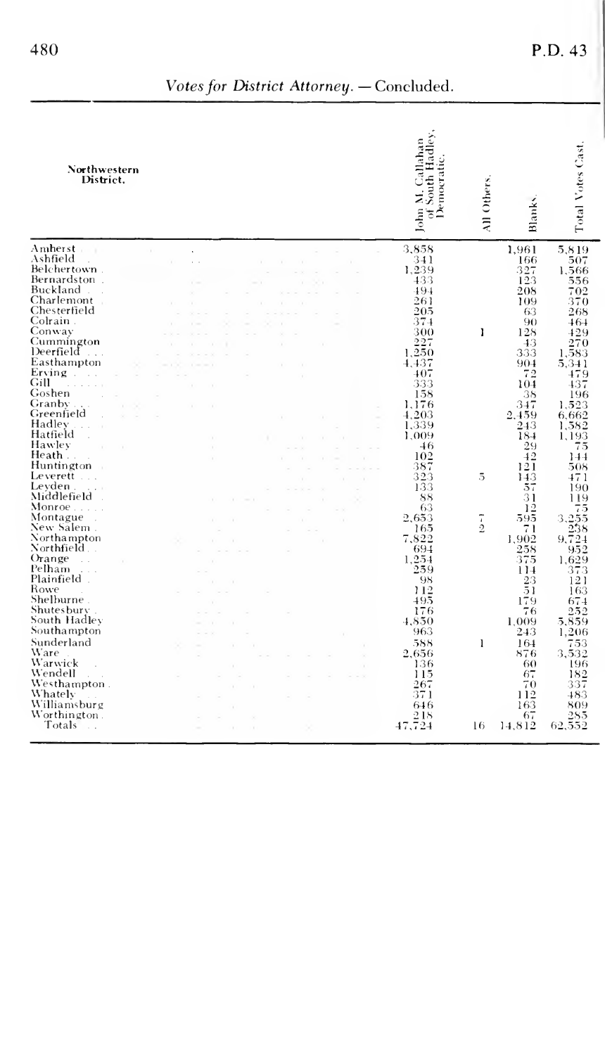*Votes for District Attorney. — Concluded.*

| Northwestern District. | John M. Callahan of South Hadley, Democratic. | All Others. | Blanks. | Total Votes Cast. |
|---|---|---|---|---|
| Amherst | 3,858 | | 1,961 | 5,819 |
| Ashfield | 341 | | 166 | 507 |
| Belchertown | 1,239 | | 327 | 1,566 |
| Bernardston | 433 | | 123 | 556 |
| Buckland | 494 | | 208 | 702 |
| Charlemont | 261 | | 109 | 370 |
| Chesterfield | 205 | | 63 | 268 |
| Colrain | 374 | | 90 | 464 |
| Conway | 300 | 1 | 128 | 429 |
| Cummington | 227 | | 43 | 270 |
| Deerfield | 1,250 | | 333 | 1,583 |
| Easthampton | 4,437 | | 904 | 5,341 |
| Erving | 407 | | 72 | 479 |
| Gill | 333 | | 104 | 437 |
| Goshen | 158 | | 38 | 196 |
| Granby | 1,176 | | 347 | 1,523 |
| Greenfield | 4,203 | | 2,459 | 6,662 |
| Hadley | 1,339 | | 243 | 1,582 |
| Hatfield | 1,009 | | 184 | 1,193 |
| Hawley | 46 | | 29 | 75 |
| Heath | 102 | | 42 | 144 |
| Huntington | 387 | | 121 | 508 |
| Leverett | 323 | 5 | 143 | 471 |
| Leyden | 133 | | 57 | 190 |
| Middlefield | 88 | | 31 | 119 |
| Monroe | 63 | | 12 | 75 |
| Montague | 2,653 | 7 | 595 | 3,255 |
| New Salem | 165 | 2 | 71 | 238 |
| Northampton | 7,822 | | 1,902 | 9,724 |
| Northfield | 694 | | 258 | 952 |
| Orange | 1,254 | | 375 | 1,629 |
| Pelham | 259 | | 114 | 373 |
| Plainfield | 98 | | 23 | 121 |
| Rowe | 112 | | 51 | 163 |
| Shelburne | 495 | | 179 | 674 |
| Shutesbury | 176 | | 76 | 252 |
| South Hadley | 4,850 | | 1,009 | 5,859 |
| Southampton | 963 | | 243 | 1,206 |
| Sunderland | 588 | 1 | 164 | 753 |
| Ware | 2,656 | | 876 | 3,532 |
| Warwick | 136 | | 60 | 196 |
| Wendell | 115 | | 67 | 182 |
| Westhampton | 267 | | 70 | 337 |
| Whately | 371 | | 112 | 483 |
| Williamsburg | 646 | | 163 | 809 |
| Worthington | 218 | | 67 | 285 |
| Totals | 47,724 | 16 | 14,812 | 62,552 |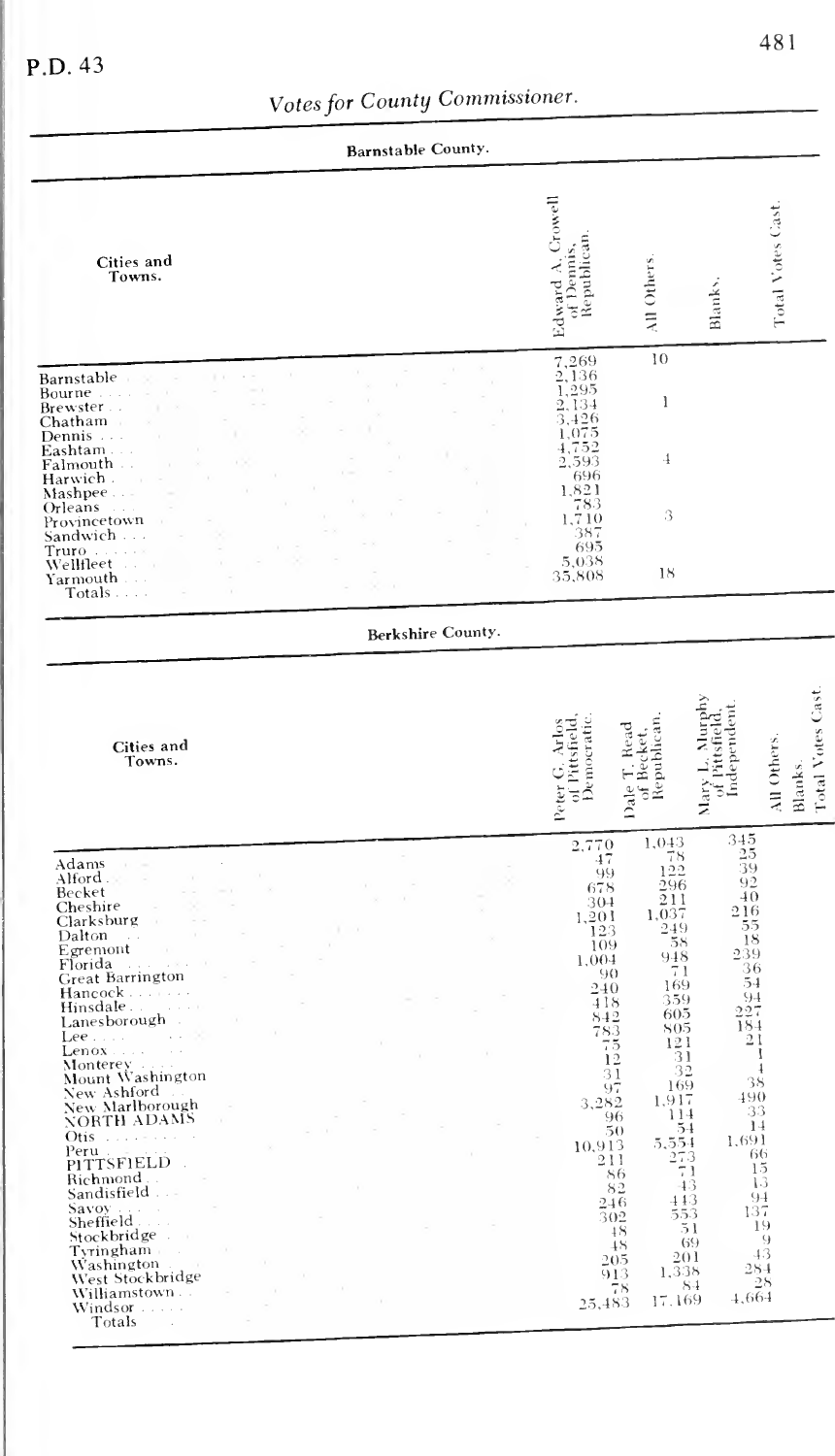## Votes for County Commissioner.

### Barnstable County.

| Cities and Towns. | Edward A. Crowell of Dennis, Republican. | All Others. | Blanks. | Total Votes Cast. |
|---|---|---|---|---|
| Barnstable | 7,269 | 10 | | |
| Bourne | 2,136 | | | |
| Brewster | 1,295 | | | |
| Chatham | 2,134 | 1 | | |
| Dennis | 3,426 | | | |
| Eashtam | 1,075 | | | |
| Falmouth | 4,752 | | | |
| Harwich | 2,593 | 4 | | |
| Mashpee | 696 | | | |
| Orleans | 1,821 | | | |
| Provincetown | 783 | | | |
| Sandwich | 1,710 | 3 | | |
| Truro | 387 | | | |
| Wellfleet | 695 | | | |
| Yarmouth | 5,038 | | | |
| Totals | 35,808 | 18 | | |

### Berkshire County.

| Cities and Towns. | Peter G. Arlos of Pittsfield, Democratic. | Dale T. Read of Becket, Republican. | Mary L. Murphy of Pittsfield, Independent. | All Others. | Blanks. | Total Votes Cast. |
|---|---|---|---|---|---|---|
| Adams | 2,770 | 1,043 | 345 | | | |
| Alford | 47 | 78 | 25 | | | |
| Becket | 99 | 122 | 39 | | | |
| Cheshire | 678 | 296 | 92 | | | |
| Clarksburg | 304 | 211 | 40 | | | |
| Dalton | 1,201 | 1,037 | 216 | | | |
| Egremont | 123 | 249 | 55 | | | |
| Florida | 109 | 58 | 18 | | | |
| Great Barrington | 1,004 | 948 | 239 | | | |
| Hancock | 90 | 71 | 36 | | | |
| Hinsdale | 240 | 169 | 54 | | | |
| Lanesborough | 418 | 359 | 94 | | | |
| Lee | 842 | 605 | 227 | | | |
| Lenox | 783 | 805 | 184 | | | |
| Monterey | 75 | 121 | 21 | | | |
| Mount Washington | 12 | 31 | 1 | | | |
| New Ashford | 31 | 32 | 4 | | | |
| New Marlborough | 97 | 169 | 38 | | | |
| NORTH ADAMS | 3,282 | 1,917 | 490 | | | |
| Otis | 96 | 114 | 33 | | | |
| Peru | 50 | 54 | 14 | | | |
| PITTSFIELD | 10,913 | 5,554 | 1,691 | | | |
| Richmond | 211 | 273 | 66 | | | |
| Sandisfield | 86 | 71 | 15 | | | |
| Savoy | 82 | 43 | 13 | | | |
| Sheffield | 246 | 443 | 94 | | | |
| Stockbridge | 302 | 553 | 137 | | | |
| Tyringham | 48 | 51 | 19 | | | |
| Washington | 48 | 69 | 9 | | | |
| West Stockbridge | 205 | 201 | 43 | | | |
| Williamstown | 913 | 1,338 | 284 | | | |
| Windsor | 78 | 84 | 28 | | | |
| Totals | 25,483 | 17,169 | 4,664 | | | |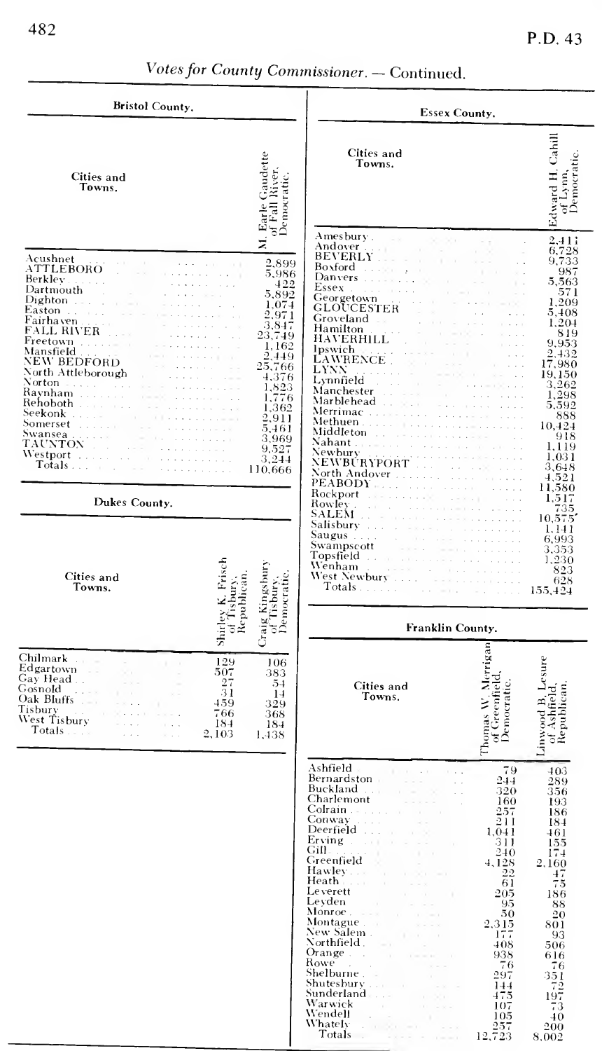*Votes for County Commissioner.* — Continued.

**Bristol County.**

| Cities and Towns. | M. Earle Gaudette of Fall River, Democratic. |
|---|---|
| Acushnet | 2,899 |
| ATTLEBORO | 5,986 |
| Berkley | 422 |
| Dartmouth | 5,892 |
| Dighton | 1,074 |
| Easton | 2,971 |
| Fairhaven | 3,847 |
| FALL RIVER | 23,749 |
| Freetown | 1,162 |
| Mansfield | 2,449 |
| NEW BEDFORD | 25,766 |
| North Attleborough | 4,376 |
| Norton | 1,823 |
| Raynham | 1,776 |
| Rehoboth | 1,362 |
| Seekonk | 2,911 |
| Somerset | 5,461 |
| Swansea | 3,969 |
| TAUNTON | 9,527 |
| Westport | 3,244 |
| Totals | 110,666 |

**Dukes County.**

| Cities and Towns. | Shirley K. Frisch of Tisbury, Republican. | Craig Kingsbury of Tisbury, Democratic. |
|---|---|---|
| Chilmark | 129 | 106 |
| Edgartown | 507 | 383 |
| Gay Head | 27 | 54 |
| Gosnold | 31 | 14 |
| Oak Bluffs | 459 | 329 |
| Tisbury | 766 | 368 |
| West Tisbury | 184 | 184 |
| Totals | 2,103 | 1,438 |

**Essex County.**

| Cities and Towns. | Edward H. Cahill of Lynn, Democratic. |
|---|---|
| Amesbury | 2,411 |
| Andover | 6,728 |
| BEVERLY | 9,733 |
| Boxford | 987 |
| Danvers | 5,563 |
| Essex | 571 |
| Georgetown | 1,209 |
| GLOUCESTER | 5,408 |
| Groveland | 1,204 |
| Hamilton | 819 |
| HAVERHILL | 9,953 |
| Ipswich | 2,432 |
| LAWRENCE | 17,980 |
| LYNN | 19,150 |
| Lynnfield | 3,262 |
| Manchester | 1,298 |
| Marblehead | 5,592 |
| Merrimac | 888 |
| Methuen | 10,424 |
| Middleton | 918 |
| Nahant | 1,119 |
| Newbury | 1,031 |
| NEWBURYPORT | 3,648 |
| North Andover | 4,521 |
| PEABODY | 11,580 |
| Rockport | 1,517 |
| Rowley | 735 |
| SALEM | 10,575 |
| Salisbury | 1,141 |
| Saugus | 6,993 |
| Swampscott | 3,353 |
| Topsfield | 1,230 |
| Wenham | 823 |
| West Newbury | 628 |
| Totals | 155,424 |

**Franklin County.**

| Cities and Towns. | Thomas W. Merrigan of Greenfield, Democratic. | Linwood B. Lesure of Ashfield, Republican. |
|---|---|---|
| Ashfield | 79 | 403 |
| Bernardston | 244 | 289 |
| Buckland | 320 | 356 |
| Charlemont | 160 | 193 |
| Colrain | 257 | 186 |
| Conway | 211 | 184 |
| Deerfield | 1,041 | 461 |
| Erving | 311 | 155 |
| Gill | 240 | 174 |
| Greenfield | 4,128 | 2,160 |
| Hawley | 22 | 47 |
| Heath | 61 | 75 |
| Leverett | 205 | 186 |
| Leyden | 95 | 88 |
| Monroe | 50 | 20 |
| Montague | 2,315 | 801 |
| New Salem | 177 | 93 |
| Northfield | 408 | 506 |
| Orange | 938 | 616 |
| Rowe | 76 | 76 |
| Shelburne | 297 | 351 |
| Shutesbury | 144 | 72 |
| Sunderland | 475 | 197 |
| Warwick | 107 | 73 |
| Wendell | 105 | 40 |
| Whately | 257 | 200 |
| Totals | 12,723 | 8,002 |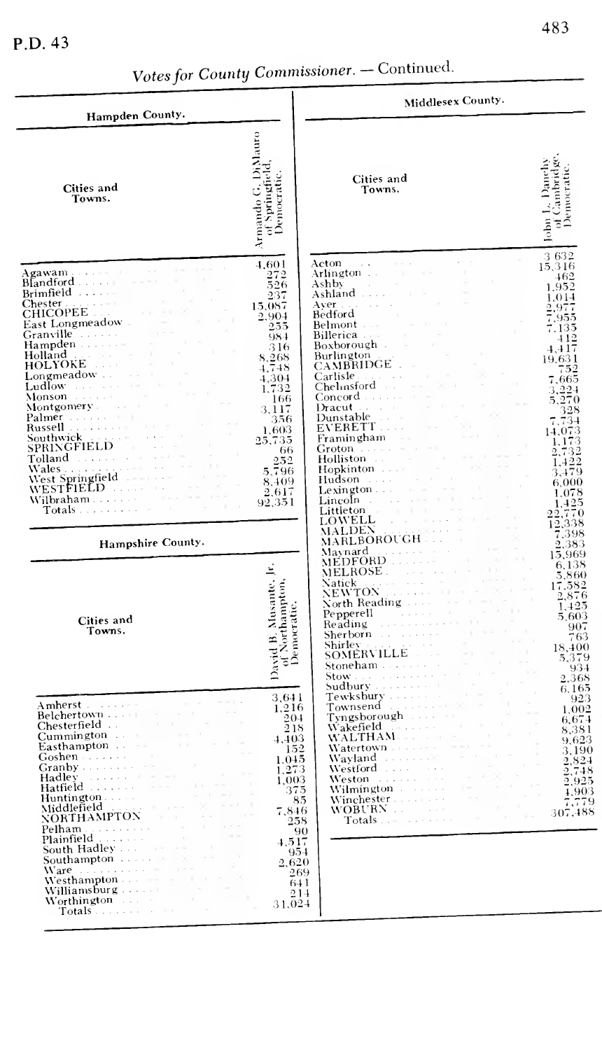*Votes for County Commissioner. — Continued.*

## Hampden County.

| Cities and Towns. | Armando G. DiMauro of Springfield, Democratic. |
|---|---|
| Agawam | 4,601 |
| Blandford | 272 |
| Brimfield | 526 |
| Chester | 237 |
| CHICOPEE | 15,087 |
| East Longmeadow | 2,904 |
| Granville | 255 |
| Hampden | 984 |
| Holland | 316 |
| HOLYOKE | 8,268 |
| Longmeadow | 4,748 |
| Ludlow | 4,304 |
| Monson | 1,732 |
| Montgomery | 166 |
| Palmer | 3,117 |
| Russell | 356 |
| Southwick | 1,603 |
| SPRINGFIELD | 25,735 |
| Tolland | 66 |
| Wales | 252 |
| West Springfield | 5,796 |
| WESTFIELD | 8,409 |
| Wilbraham | 2,617 |
| Totals | 92,351 |

## Hampshire County.

| Cities and Towns. | David B. Musante, Jr. of Northampton, Democratic. |
|---|---|
| Amherst | 3,641 |
| Belchertown | 1,216 |
| Chesterfield | 204 |
| Cummington | 218 |
| Easthampton | 4,403 |
| Goshen | 152 |
| Granby | 1,045 |
| Hadley | 1,273 |
| Hatfield | 1,003 |
| Huntington | 375 |
| Middlefield | 85 |
| NORTHAMPTON | 7,846 |
| Pelham | 258 |
| Plainfield | 90 |
| South Hadley | 4,517 |
| Southampton | 954 |
| Ware | 2,620 |
| Westhampton | 269 |
| Williamsburg | 641 |
| Worthington | 214 |
| Totals | 31,024 |

## Middlesex County.

| Cities and Towns. | John L. Danehy of Cambridge, Democratic. |
|---|---|
| Acton | 3,632 |
| Arlington | 15,316 |
| Ashby | 462 |
| Ashland | 1,952 |
| Ayer | 1,014 |
| Bedford | 2,977 |
| Belmont | 7,955 |
| Billerica | 7,135 |
| Boxborough | 412 |
| Burlington | 4,417 |
| CAMBRIDGE | 19,631 |
| Carlisle | 752 |
| Chelmsford | 7,665 |
| Concord | 3,224 |
| Dracut | 5,270 |
| Dunstable | 328 |
| EVERETT | 7,734 |
| Framingham | 14,073 |
| Groton | 1,173 |
| Holliston | 2,732 |
| Hopkinton | 1,422 |
| Hudson | 3,479 |
| Lexington | 6,000 |
| Lincoln | 1,078 |
| Littleton | 1,425 |
| LOWELL | 22,770 |
| MALDEN | 12,338 |
| MARLBOROUGH | 7,398 |
| Maynard | 2,383 |
| MEDFORD | 15,969 |
| MELROSE | 6,138 |
| Natick | 5,860 |
| NEWTON | 17,582 |
| North Reading | 2,876 |
| Pepperell | 1,425 |
| Reading | 5,603 |
| Sherborn | 907 |
| Shirley | 763 |
| SOMERVILLE | 18,400 |
| Stoneham | 5,379 |
| Stow | 934 |
| Sudbury | 2,368 |
| Tewksbury | 6,165 |
| Townsend | 923 |
| Tyngsborough | 1,002 |
| Wakefield | 6,674 |
| WALTHAM | 8,381 |
| Watertown | 9,623 |
| Wayland | 3,190 |
| Westford | 2,824 |
| Weston | 2,748 |
| Wilmington | 2,925 |
| Winchester | 1,903 |
| WOBURN | 7,779 |
| Totals | 307,488 |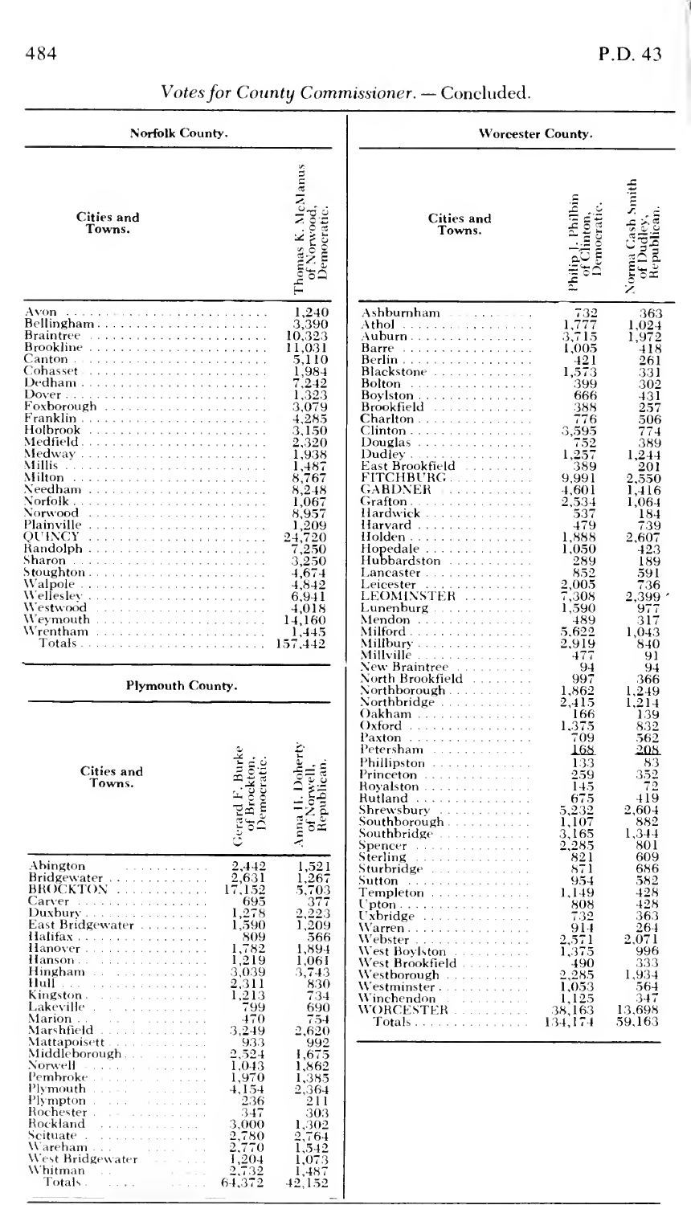## Votes for County Commissioner. — Concluded.

### Norfolk County.

| Cities and Towns. | Thomas K. McManus of Norwood, Democratic. |
|---|---|
| Avon | 1,240 |
| Bellingham | 3,390 |
| Braintree | 10,323 |
| Brookline | 11,031 |
| Canton | 5,110 |
| Cohasset | 1,984 |
| Dedham | 7,242 |
| Dover | 1,323 |
| Foxborough | 3,079 |
| Franklin | 4,285 |
| Holbrook | 3,150 |
| Medfield | 2,320 |
| Medway | 1,938 |
| Millis | 1,487 |
| Milton | 8,767 |
| Needham | 8,248 |
| Norfolk | 1,067 |
| Norwood | 8,957 |
| Plainville | 1,209 |
| QUINCY | 24,720 |
| Randolph | 7,250 |
| Sharon | 3,250 |
| Stoughton | 4,674 |
| Walpole | 4,842 |
| Wellesley | 6,941 |
| Westwood | 4,018 |
| Weymouth | 14,160 |
| Wrentham | 1,445 |
| Totals | 157,442 |

### Plymouth County.

| Cities and Towns. | Gerard F. Burke of Brockton, Democratic. | Anna H. Doherty of Norwell, Republican. |
|---|---|---|
| Abington | 2,442 | 1,521 |
| Bridgewater | 2,631 | 1,267 |
| BROCKTON | 17,152 | 5,703 |
| Carver | 695 | 377 |
| Duxbury | 1,278 | 2,223 |
| East Bridgewater | 1,590 | 1,209 |
| Halifax | 809 | 566 |
| Hanover | 1,782 | 1,894 |
| Hanson | 1,219 | 1,061 |
| Hingham | 3,039 | 3,743 |
| Hull | 2,311 | 830 |
| Kingston | 1,213 | 734 |
| Lakeville | 799 | 690 |
| Marion | 470 | 754 |
| Marshfield | 3,249 | 2,620 |
| Mattapoisett | 933 | 992 |
| Middleborough | 2,524 | 1,675 |
| Norwell | 1,043 | 1,862 |
| Pembroke | 1,970 | 1,385 |
| Plymouth | 4,154 | 2,364 |
| Plympton | 236 | 211 |
| Rochester | 347 | 303 |
| Rockland | 3,000 | 1,302 |
| Scituate | 2,780 | 2,764 |
| Wareham | 2,770 | 1,542 |
| West Bridgewater | 1,204 | 1,073 |
| Whitman | 2,732 | 1,487 |
| Totals | 64,372 | 42,152 |

### Worcester County.

| Cities and Towns. | Philip J. Philbin of Clinton, Democratic. | Norma Cash Smith of Dudley, Republican. |
|---|---|---|
| Ashburnham | 732 | 363 |
| Athol | 1,777 | 1,024 |
| Auburn | 3,715 | 1,972 |
| Barre | 1,005 | 418 |
| Berlin | 421 | 261 |
| Blackstone | 1,573 | 331 |
| Bolton | 399 | 302 |
| Boylston | 666 | 431 |
| Brookfield | 388 | 257 |
| Charlton | 776 | 506 |
| Clinton | 3,595 | 774 |
| Douglas | 752 | 389 |
| Dudley | 1,257 | 1,244 |
| East Brookfield | 389 | 201 |
| FITCHBURG | 9,991 | 2,550 |
| GARDNER | 4,601 | 1,416 |
| Grafton | 2,534 | 1,064 |
| Hardwick | 537 | 184 |
| Harvard | 479 | 739 |
| Holden | 1,888 | 2,607 |
| Hopedale | 1,050 | 423 |
| Hubbardston | 289 | 189 |
| Lancaster | 852 | 591 |
| Leicester | 2,005 | 736 |
| LEOMINSTER | 7,308 | 2,399 |
| Lunenburg | 1,590 | 977 |
| Mendon | 489 | 317 |
| Milford | 5,622 | 1,043 |
| Millbury | 2,919 | 840 |
| Millville | 477 | 91 |
| New Braintree | 94 | 94 |
| North Brookfield | 997 | 366 |
| Northborough | 1,862 | 1,249 |
| Northbridge | 2,415 | 1,214 |
| Oakham | 166 | 139 |
| Oxford | 1,375 | 832 |
| Paxton | 709 | 562 |
| Petersham | 168 | 208 |
| Phillipston | 133 | 83 |
| Princeton | 259 | 352 |
| Royalston | 145 | 72 |
| Rutland | 675 | 419 |
| Shrewsbury | 5,232 | 2,604 |
| Southborough | 1,107 | 882 |
| Southbridge | 3,165 | 1,344 |
| Spencer | 2,285 | 801 |
| Sterling | 821 | 609 |
| Sturbridge | 871 | 686 |
| Sutton | 954 | 582 |
| Templeton | 1,149 | 428 |
| Upton | 808 | 428 |
| Uxbridge | 732 | 363 |
| Warren | 914 | 264 |
| Webster | 2,571 | 2,071 |
| West Boylston | 1,375 | 996 |
| West Brookfield | 490 | 333 |
| Westborough | 2,285 | 1,934 |
| Westminster | 1,053 | 564 |
| Winchendon | 1,125 | 347 |
| WORCESTER | 38,163 | 13,698 |
| Totals | 134,174 | 59,163 |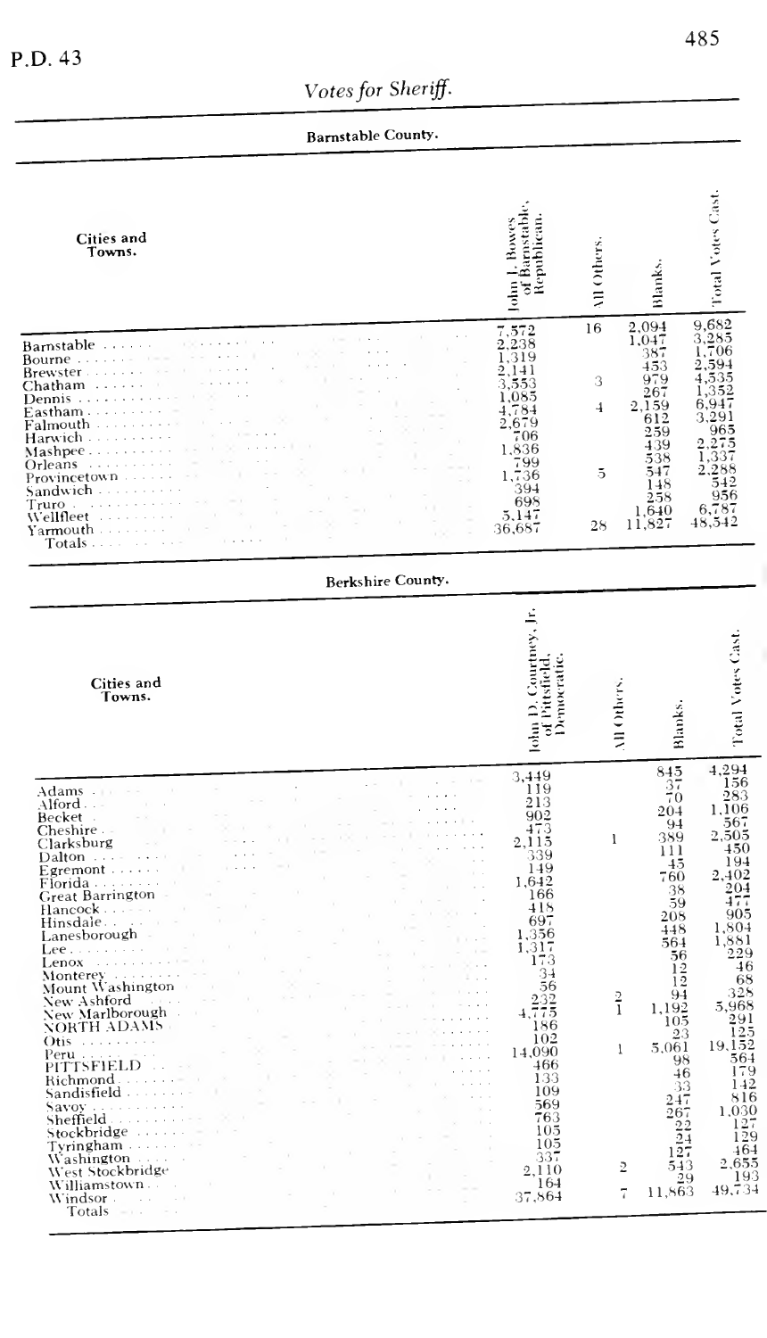*Votes for Sheriff.*

**Barnstable County.**

| Cities and Towns. | John J. Bowes of Barnstable, Republican. | All Others. | Blanks. | Total Votes Cast. |
|---|---|---|---|---|
| Barnstable | 7,572 | 16 | 2,094 | 9,682 |
| Bourne | 2,238 | | 1,047 | 3,285 |
| Brewster | 1,319 | | 387 | 1,706 |
| Chatham | 2,141 | | 453 | 2,594 |
| Dennis | 3,553 | 3 | 979 | 4,535 |
| Eastham | 1,085 | | 267 | 1,352 |
| Falmouth | 4,784 | 4 | 2,159 | 6,947 |
| Harwich | 2,679 | | 612 | 3,291 |
| Mashpee | 706 | | 259 | 965 |
| Orleans | 1,836 | | 439 | 2,275 |
| Provincetown | 799 | | 538 | 1,337 |
| Sandwich | 1,736 | 5 | 547 | 2,288 |
| Truro | 394 | | 148 | 542 |
| Wellfleet | 698 | | 258 | 956 |
| Yarmouth | 5,147 | | 1,640 | 6,787 |
| Totals | 36,687 | 28 | 11,827 | 48,542 |

**Berkshire County.**

| Cities and Towns. | John D. Courtney, Jr. of Pittsfield, Democratic. | All Others. | Blanks. | Total Votes Cast. |
|---|---|---|---|---|
| Adams | 3,449 | | 845 | 4,294 |
| Alford | 119 | | 37 | 156 |
| Becket | 213 | | 70 | 283 |
| Cheshire | 902 | | 204 | 1,106 |
| Clarksburg | 473 | | 94 | 567 |
| Dalton | 2,115 | 1 | 389 | 2,505 |
| Egremont | 339 | | 111 | 450 |
| Florida | 149 | | 45 | 194 |
| Great Barrington | 1,642 | | 760 | 2,402 |
| Hancock | 166 | | 38 | 204 |
| Hinsdale | 418 | | 59 | 477 |
| Lanesborough | 697 | | 208 | 905 |
| Lee | 1,356 | | 448 | 1,804 |
| Lenox | 1,317 | | 564 | 1,881 |
| Monterey | 173 | | 56 | 229 |
| Mount Washington | 34 | | 12 | 46 |
| New Ashford | 56 | | 12 | 68 |
| New Marlborough | 232 | 2 | 94 | 328 |
| NORTH ADAMS | 4,775 | 1 | 1,192 | 5,968 |
| Otis | 186 | | 105 | 291 |
| Peru | 102 | | 23 | 125 |
| PITTSFIELD | 14,090 | 1 | 5,061 | 19,152 |
| Richmond | 466 | | 98 | 564 |
| Sandisfield | 133 | | 46 | 179 |
| Savoy | 109 | | 33 | 142 |
| Sheffield | 569 | | 247 | 816 |
| Stockbridge | 763 | | 267 | 1,030 |
| Tyringham | 105 | | 22 | 127 |
| Washington | 105 | | 24 | 129 |
| West Stockbridge | 337 | | 127 | 464 |
| Williamstown | 2,110 | 2 | 543 | 2,655 |
| Windsor | 164 | | 29 | 193 |
| Totals | 37,864 | 7 | 11,863 | 49,734 |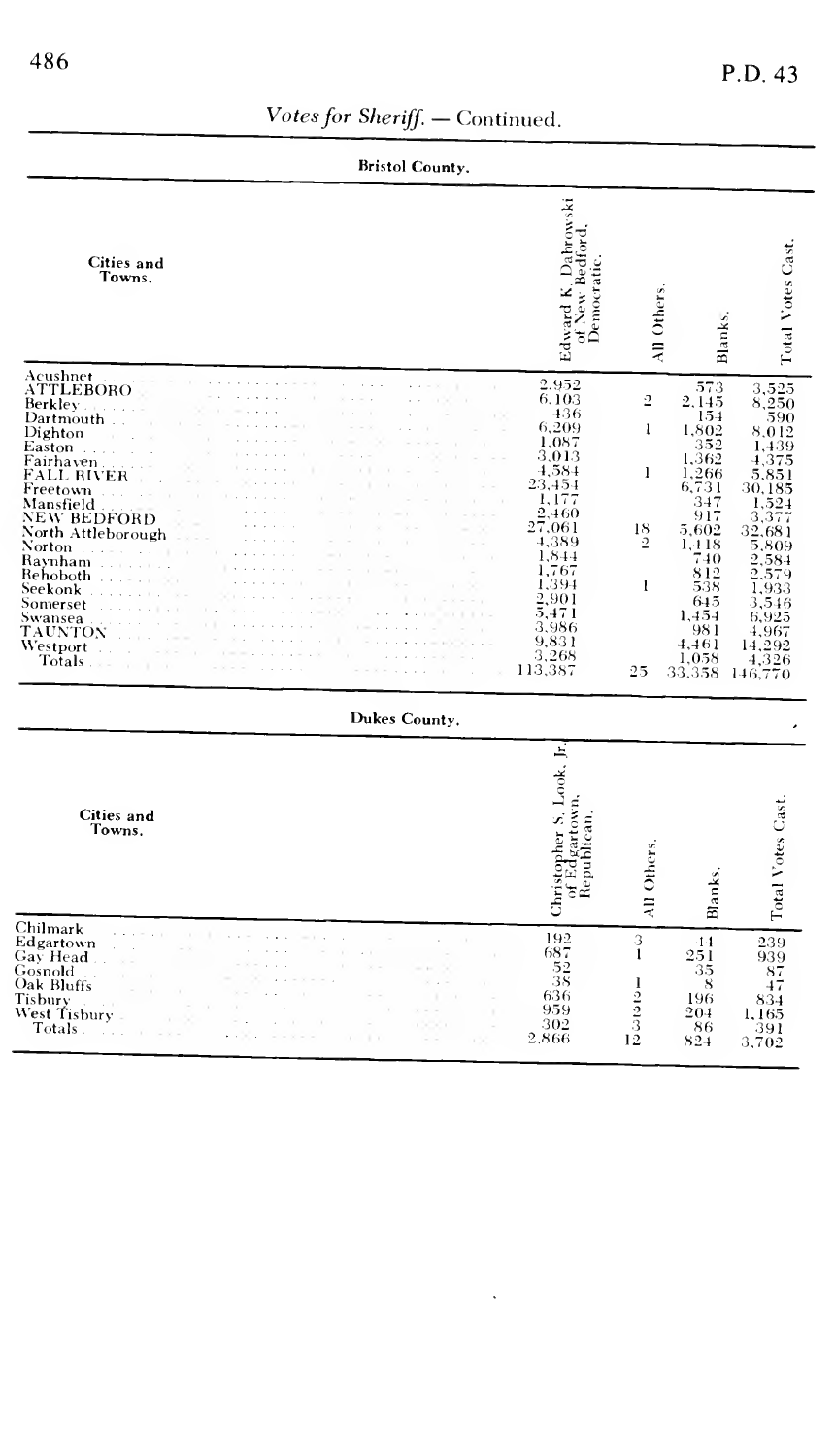*Votes for Sheriff.* — Continued.

**Bristol County.**

| Cities and Towns. | Edward K. Dabrowski of New Bedford, Democratic. | All Others. | Blanks. | Total Votes Cast. |
|---|---|---|---|---|
| Acushnet | 2,952 | | 573 | 3,525 |
| ATTLEBORO | 6,103 | 2 | 2,145 | 8,250 |
| Berkley | 436 | | 154 | 590 |
| Dartmouth | 6,209 | 1 | 1,802 | 8,012 |
| Dighton | 1,087 | | 352 | 1,439 |
| Easton | 3,013 | | 1,362 | 4,375 |
| Fairhaven | 4,584 | 1 | 1,266 | 5,851 |
| FALL RIVER | 23,454 | | 6,731 | 30,185 |
| Freetown | 1,177 | | 347 | 1,524 |
| Mansfield | 2,460 | | 917 | 3,377 |
| NEW BEDFORD | 27,061 | 18 | 5,602 | 32,681 |
| North Attleborough | 4,389 | 2 | 1,418 | 5,809 |
| Norton | 1,844 | | 740 | 2,584 |
| Raynham | 1,767 | | 812 | 2,579 |
| Rehoboth | 1,394 | 1 | 538 | 1,933 |
| Seekonk | 2,901 | | 645 | 3,546 |
| Somerset | 5,471 | | 1,454 | 6,925 |
| Swansea | 3,986 | | 981 | 4,967 |
| TAUNTON | 9,831 | | 4,461 | 14,292 |
| Westport | 3,268 | | 1,058 | 4,326 |
| Totals | 113,387 | 25 | 33,358 | 146,770 |

**Dukes County.**

| Cities and Towns. | Christopher S. Look, Jr. of Edgartown, Republican. | All Others. | Blanks. | Total Votes Cast. |
|---|---|---|---|---|
| Chilmark | 192 | 3 | 44 | 239 |
| Edgartown | 687 | 1 | 251 | 939 |
| Gay Head | 52 | | 35 | 87 |
| Gosnold | 38 | 1 | 8 | 47 |
| Oak Bluffs | 636 | 2 | 196 | 834 |
| Tisbury | 959 | 2 | 204 | 1,165 |
| West Tisbury | 302 | 3 | 86 | 391 |
| Totals | 2,866 | 12 | 824 | 3,702 |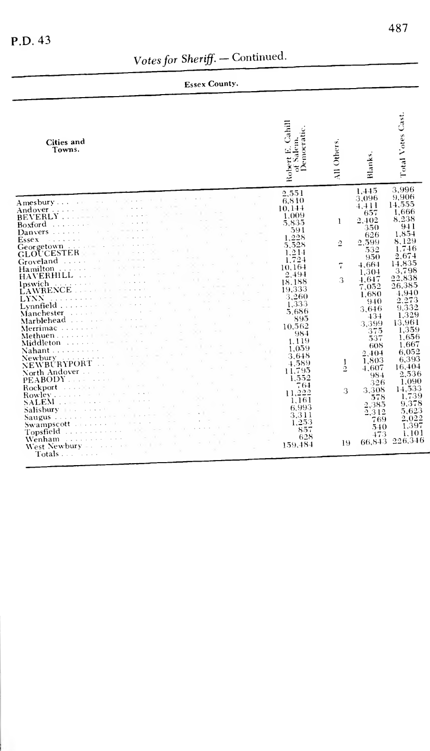## Votes for Sheriff. — Continued.

### Essex County.

| Cities and Towns. | Robert E. Cahill of Salem. Democratic. | All Others. | Blanks. | Total Votes Cast. |
|---|---|---|---|---|
| Amesbury | 2,551 | | 1,445 | 3,996 |
| Andover | 6,810 | | 3,096 | 9,906 |
| BEVERLY | 10,144 | | 4,411 | 14,555 |
| Boxford | 1,009 | | 657 | 1,666 |
| Danvers | 5,835 | 1 | 2,402 | 8,238 |
| Essex | 591 | | 350 | 941 |
| Georgetown | 1,228 | | 626 | 1,854 |
| GLOUCESTER | 5,528 | 2 | 2,599 | 8,129 |
| Groveland | 1,214 | | 532 | 1,746 |
| Hamilton | 1,724 | | 950 | 2,674 |
| HAVERHILL | 10,164 | 7 | 4,664 | 14,835 |
| Ipswich | 2,494 | | 1,304 | 3,798 |
| LAWRENCE | 18,188 | 3 | 4,647 | 22,838 |
| LYNN | 19,333 | | 7,052 | 26,385 |
| Lynnfield | 3,260 | | 1,680 | 4,940 |
| Manchester | 1,333 | | 940 | 2,273 |
| Marblehead | 5,686 | | 3,646 | 9,332 |
| Merrimac | 895 | | 434 | 1,329 |
| Methuen | 10,562 | | 3,399 | 13,961 |
| Middleton | 984 | | 375 | 1,359 |
| Nahant | 1,119 | | 537 | 1,656 |
| Newbury | 1,059 | | 608 | 1,667 |
| NEWBURYPORT | 3,648 | | 2,404 | 6,052 |
| North Andover | 4,589 | 1 | 1,803 | 6,393 |
| PEABODY | 11,795 | 2 | 4,607 | 16,404 |
| Rockport | 1,552 | | 984 | 2,536 |
| Rowley | 764 | | 326 | 1,090 |
| SALEM | 11,222 | 3 | 3,308 | 14,533 |
| Salisbury | 1,161 | | 578 | 1,739 |
| Saugus | 6,993 | | 2,385 | 9,378 |
| Swampscott | 3,311 | | 2,312 | 5,623 |
| Topsfield | 1,253 | | 769 | 2,022 |
| Wenham | 857 | | 540 | 1,397 |
| West Newbury | 628 | | 473 | 1,101 |
| Totals | 159,484 | 19 | 66,843 | 226,346 |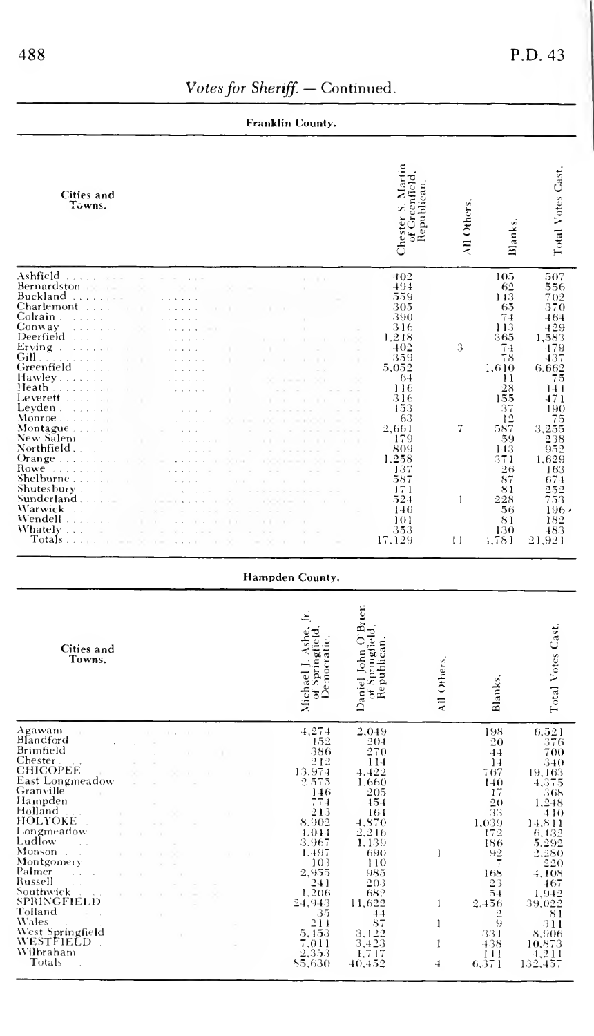## *Votes for Sheriff.* — Continued.

### Franklin County.

| Cities and Towns. | Chester S. Martin of Greenfield, Republican. | All Others. | Blanks. | Total Votes Cast. |
|---|---|---|---|---|
| Ashfield | 402 | | 105 | 507 |
| Bernardston | 494 | | 62 | 556 |
| Buckland | 559 | | 143 | 702 |
| Charlemont | 305 | | 65 | 370 |
| Colrain | 390 | | 74 | 464 |
| Conway | 316 | | 113 | 429 |
| Deerfield | 1,218 | | 365 | 1,583 |
| Erving | 402 | 3 | 74 | 479 |
| Gill | 359 | | 78 | 437 |
| Greenfield | 5,052 | | 1,610 | 6,662 |
| Hawley | 64 | | 11 | 75 |
| Heath | 116 | | 28 | 144 |
| Leverett | 316 | | 155 | 471 |
| Leyden | 153 | | 37 | 190 |
| Monroe | 63 | | 12 | 75 |
| Montague | 2,661 | 7 | 587 | 3,255 |
| New Salem | 179 | | 59 | 238 |
| Northfield | 809 | | 143 | 952 |
| Orange | 1,258 | | 371 | 1,629 |
| Rowe | 137 | | 26 | 163 |
| Shelburne | 587 | | 87 | 674 |
| Shutesbury | 171 | | 81 | 252 |
| Sunderland | 524 | 1 | 228 | 753 |
| Warwick | 140 | | 56 | 196 |
| Wendell | 101 | | 81 | 182 |
| Whately | 353 | | 130 | 483 |
| Totals | 17,129 | 11 | 4,781 | 21,921 |

### Hampden County.

| Cities and Towns. | Michael J. Ashe, Jr. of Springfield, Democratic. | Daniel John O'Brien of Springfield, Republican. | All Others. | Blanks. | Total Votes Cast. |
|---|---|---|---|---|---|
| Agawam | 4,274 | 2,049 | | 198 | 6,521 |
| Blandford | 152 | 204 | | 20 | 376 |
| Brimfield | 386 | 270 | | 44 | 700 |
| Chester | 212 | 114 | | 14 | 340 |
| CHICOPEE | 13,974 | 4,422 | | 767 | 19,163 |
| East Longmeadow | 2,575 | 1,660 | | 140 | 4,375 |
| Granville | 146 | 205 | | 17 | 368 |
| Hampden | 774 | 454 | | 20 | 1,248 |
| Holland | 213 | 164 | | 33 | 410 |
| HOLYOKE | 8,902 | 4,870 | | 1,039 | 14,811 |
| Longmeadow | 4,044 | 2,216 | | 172 | 6,432 |
| Ludlow | 3,967 | 1,139 | | 186 | 5,292 |
| Monson | 1,497 | 690 | 1 | 92 | 2,280 |
| Montgomery | 103 | 110 | | 7 | 220 |
| Palmer | 2,955 | 985 | | 168 | 4,108 |
| Russell | 241 | 203 | | 23 | 467 |
| Southwick | 1,206 | 682 | | 54 | 1,942 |
| SPRINGFIELD | 24,943 | 11,622 | 1 | 2,456 | 39,022 |
| Tolland | 35 | 44 | | 2 | 81 |
| Wales | 214 | 87 | 1 | 9 | 311 |
| West Springfield | 5,453 | 3,122 | | 331 | 8,906 |
| WESTFIELD | 7,011 | 3,423 | 1 | 438 | 10,873 |
| Wilbraham | 2,353 | 1,717 | | 141 | 4,211 |
| Totals | 85,630 | 40,452 | 4 | 6,371 | 132,457 |